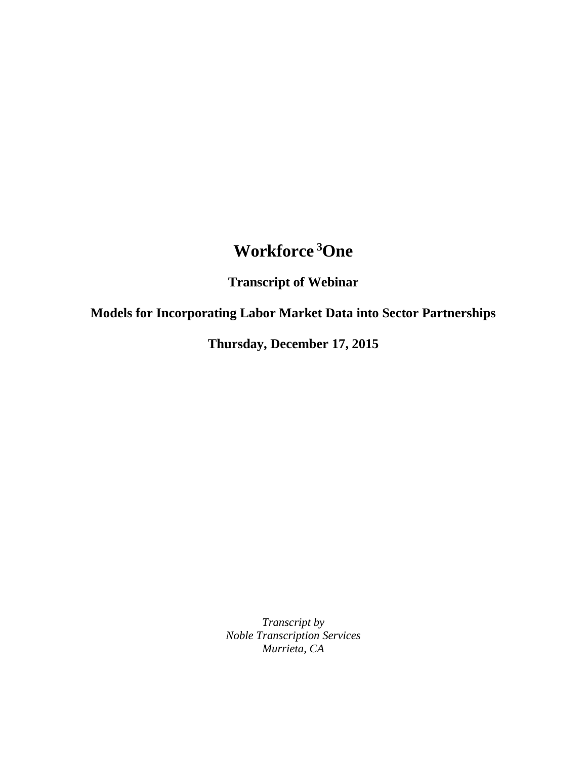# Workforce [3]One

**Transcript of Webinar**

**Models for Incorporating Labor Market Data into Sector Partnerships**

**Thursday, December 17, 2015**

*Transcript by*
*Noble Transcription Services*
*Murrieta, CA*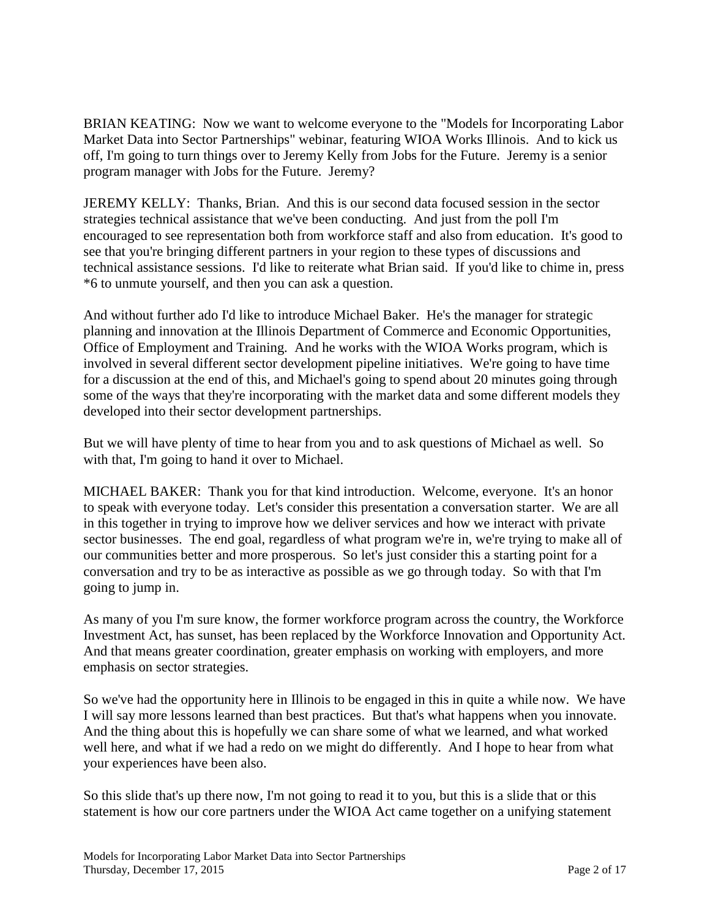BRIAN KEATING: Now we want to welcome everyone to the "Models for Incorporating Labor Market Data into Sector Partnerships" webinar, featuring WIOA Works Illinois. And to kick us off, I'm going to turn things over to Jeremy Kelly from Jobs for the Future. Jeremy is a senior program manager with Jobs for the Future. Jeremy?

JEREMY KELLY: Thanks, Brian. And this is our second data focused session in the sector strategies technical assistance that we've been conducting. And just from the poll I'm encouraged to see representation both from workforce staff and also from education. It's good to see that you're bringing different partners in your region to these types of discussions and technical assistance sessions. I'd like to reiterate what Brian said. If you'd like to chime in, press *6 to unmute yourself, and then you can ask a question.

And without further ado I'd like to introduce Michael Baker. He's the manager for strategic planning and innovation at the Illinois Department of Commerce and Economic Opportunities, Office of Employment and Training. And he works with the WIOA Works program, which is involved in several different sector development pipeline initiatives. We're going to have time for a discussion at the end of this, and Michael's going to spend about 20 minutes going through some of the ways that they're incorporating with the market data and some different models they developed into their sector development partnerships.

But we will have plenty of time to hear from you and to ask questions of Michael as well. So with that, I'm going to hand it over to Michael.

MICHAEL BAKER: Thank you for that kind introduction. Welcome, everyone. It's an honor to speak with everyone today. Let's consider this presentation a conversation starter. We are all in this together in trying to improve how we deliver services and how we interact with private sector businesses. The end goal, regardless of what program we're in, we're trying to make all of our communities better and more prosperous. So let's just consider this a starting point for a conversation and try to be as interactive as possible as we go through today. So with that I'm going to jump in.

As many of you I'm sure know, the former workforce program across the country, the Workforce Investment Act, has sunset, has been replaced by the Workforce Innovation and Opportunity Act. And that means greater coordination, greater emphasis on working with employers, and more emphasis on sector strategies.

So we've had the opportunity here in Illinois to be engaged in this in quite a while now. We have I will say more lessons learned than best practices. But that's what happens when you innovate. And the thing about this is hopefully we can share some of what we learned, and what worked well here, and what if we had a redo on we might do differently. And I hope to hear from what your experiences have been also.

So this slide that's up there now, I'm not going to read it to you, but this is a slide that or this statement is how our core partners under the WIOA Act came together on a unifying statement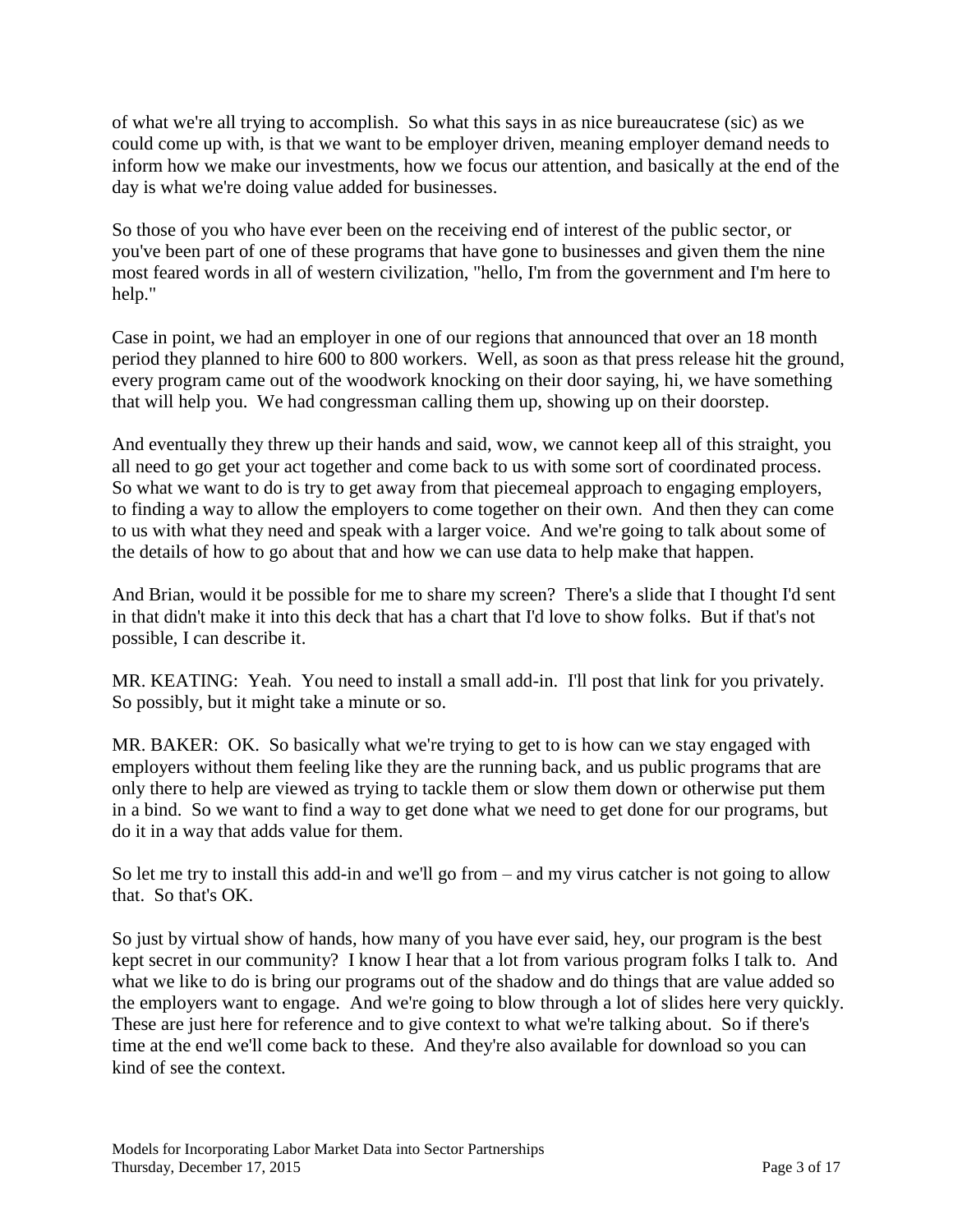of what we're all trying to accomplish. So what this says in as nice bureaucratese (sic) as we could come up with, is that we want to be employer driven, meaning employer demand needs to inform how we make our investments, how we focus our attention, and basically at the end of the day is what we're doing value added for businesses.

So those of you who have ever been on the receiving end of interest of the public sector, or you've been part of one of these programs that have gone to businesses and given them the nine most feared words in all of western civilization, "hello, I'm from the government and I'm here to help."

Case in point, we had an employer in one of our regions that announced that over an 18 month period they planned to hire 600 to 800 workers. Well, as soon as that press release hit the ground, every program came out of the woodwork knocking on their door saying, hi, we have something that will help you. We had congressman calling them up, showing up on their doorstep.

And eventually they threw up their hands and said, wow, we cannot keep all of this straight, you all need to go get your act together and come back to us with some sort of coordinated process. So what we want to do is try to get away from that piecemeal approach to engaging employers, to finding a way to allow the employers to come together on their own. And then they can come to us with what they need and speak with a larger voice. And we're going to talk about some of the details of how to go about that and how we can use data to help make that happen.

And Brian, would it be possible for me to share my screen? There's a slide that I thought I'd sent in that didn't make it into this deck that has a chart that I'd love to show folks. But if that's not possible, I can describe it.

MR. KEATING: Yeah. You need to install a small add-in. I'll post that link for you privately. So possibly, but it might take a minute or so.

MR. BAKER: OK. So basically what we're trying to get to is how can we stay engaged with employers without them feeling like they are the running back, and us public programs that are only there to help are viewed as trying to tackle them or slow them down or otherwise put them in a bind. So we want to find a way to get done what we need to get done for our programs, but do it in a way that adds value for them.

So let me try to install this add-in and we'll go from – and my virus catcher is not going to allow that. So that's OK.

So just by virtual show of hands, how many of you have ever said, hey, our program is the best kept secret in our community? I know I hear that a lot from various program folks I talk to. And what we like to do is bring our programs out of the shadow and do things that are value added so the employers want to engage. And we're going to blow through a lot of slides here very quickly. These are just here for reference and to give context to what we're talking about. So if there's time at the end we'll come back to these. And they're also available for download so you can kind of see the context.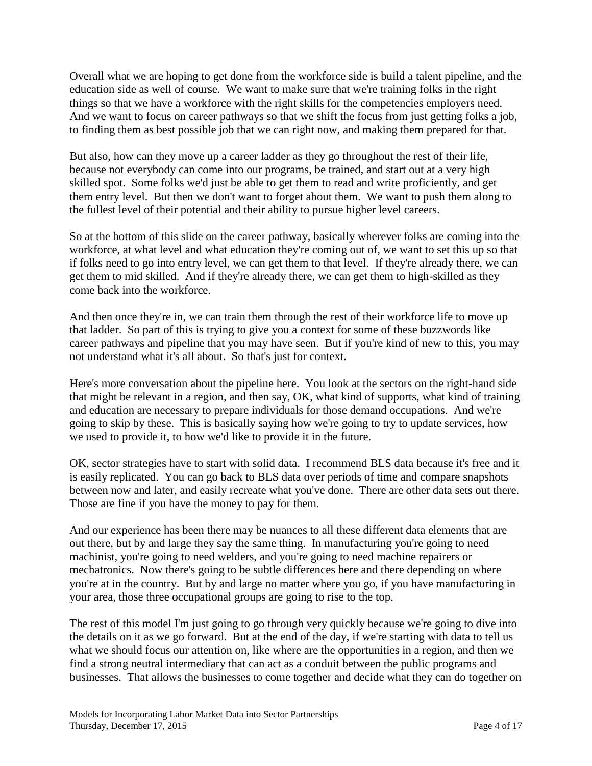Overall what we are hoping to get done from the workforce side is build a talent pipeline, and the education side as well of course. We want to make sure that we're training folks in the right things so that we have a workforce with the right skills for the competencies employers need. And we want to focus on career pathways so that we shift the focus from just getting folks a job, to finding them as best possible job that we can right now, and making them prepared for that.

But also, how can they move up a career ladder as they go throughout the rest of their life, because not everybody can come into our programs, be trained, and start out at a very high skilled spot. Some folks we'd just be able to get them to read and write proficiently, and get them entry level. But then we don't want to forget about them. We want to push them along to the fullest level of their potential and their ability to pursue higher level careers.

So at the bottom of this slide on the career pathway, basically wherever folks are coming into the workforce, at what level and what education they're coming out of, we want to set this up so that if folks need to go into entry level, we can get them to that level. If they're already there, we can get them to mid skilled. And if they're already there, we can get them to high-skilled as they come back into the workforce.

And then once they're in, we can train them through the rest of their workforce life to move up that ladder. So part of this is trying to give you a context for some of these buzzwords like career pathways and pipeline that you may have seen. But if you're kind of new to this, you may not understand what it's all about. So that's just for context.

Here's more conversation about the pipeline here. You look at the sectors on the right-hand side that might be relevant in a region, and then say, OK, what kind of supports, what kind of training and education are necessary to prepare individuals for those demand occupations. And we're going to skip by these. This is basically saying how we're going to try to update services, how we used to provide it, to how we'd like to provide it in the future.

OK, sector strategies have to start with solid data. I recommend BLS data because it's free and it is easily replicated. You can go back to BLS data over periods of time and compare snapshots between now and later, and easily recreate what you've done. There are other data sets out there. Those are fine if you have the money to pay for them.

And our experience has been there may be nuances to all these different data elements that are out there, but by and large they say the same thing. In manufacturing you're going to need machinist, you're going to need welders, and you're going to need machine repairers or mechatronics. Now there's going to be subtle differences here and there depending on where you're at in the country. But by and large no matter where you go, if you have manufacturing in your area, those three occupational groups are going to rise to the top.

The rest of this model I'm just going to go through very quickly because we're going to dive into the details on it as we go forward. But at the end of the day, if we're starting with data to tell us what we should focus our attention on, like where are the opportunities in a region, and then we find a strong neutral intermediary that can act as a conduit between the public programs and businesses. That allows the businesses to come together and decide what they can do together on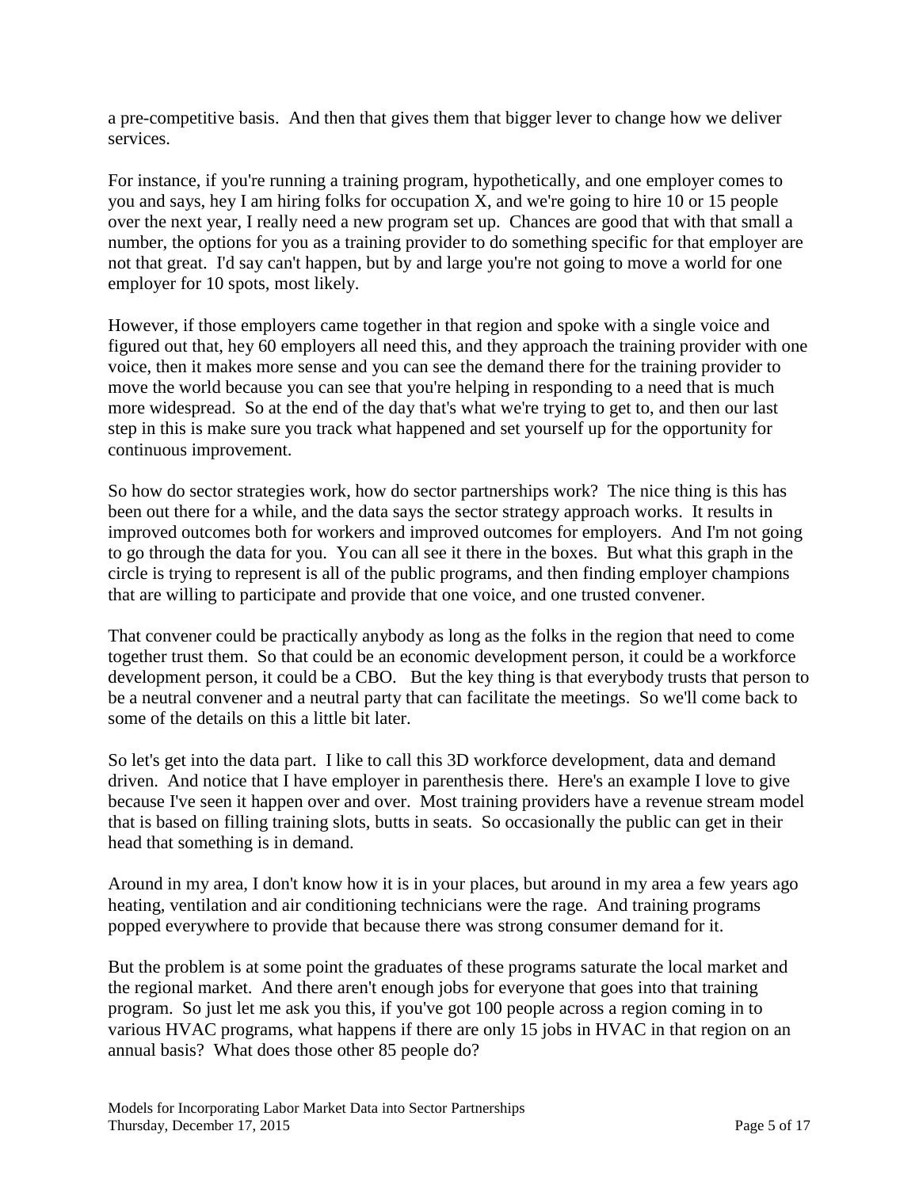a pre-competitive basis. And then that gives them that bigger lever to change how we deliver services.

For instance, if you're running a training program, hypothetically, and one employer comes to you and says, hey I am hiring folks for occupation X, and we're going to hire 10 or 15 people over the next year, I really need a new program set up. Chances are good that with that small a number, the options for you as a training provider to do something specific for that employer are not that great. I'd say can't happen, but by and large you're not going to move a world for one employer for 10 spots, most likely.

However, if those employers came together in that region and spoke with a single voice and figured out that, hey 60 employers all need this, and they approach the training provider with one voice, then it makes more sense and you can see the demand there for the training provider to move the world because you can see that you're helping in responding to a need that is much more widespread. So at the end of the day that's what we're trying to get to, and then our last step in this is make sure you track what happened and set yourself up for the opportunity for continuous improvement.

So how do sector strategies work, how do sector partnerships work? The nice thing is this has been out there for a while, and the data says the sector strategy approach works. It results in improved outcomes both for workers and improved outcomes for employers. And I'm not going to go through the data for you. You can all see it there in the boxes. But what this graph in the circle is trying to represent is all of the public programs, and then finding employer champions that are willing to participate and provide that one voice, and one trusted convener.

That convener could be practically anybody as long as the folks in the region that need to come together trust them. So that could be an economic development person, it could be a workforce development person, it could be a CBO. But the key thing is that everybody trusts that person to be a neutral convener and a neutral party that can facilitate the meetings. So we'll come back to some of the details on this a little bit later.

So let's get into the data part. I like to call this 3D workforce development, data and demand driven. And notice that I have employer in parenthesis there. Here's an example I love to give because I've seen it happen over and over. Most training providers have a revenue stream model that is based on filling training slots, butts in seats. So occasionally the public can get in their head that something is in demand.

Around in my area, I don't know how it is in your places, but around in my area a few years ago heating, ventilation and air conditioning technicians were the rage. And training programs popped everywhere to provide that because there was strong consumer demand for it.

But the problem is at some point the graduates of these programs saturate the local market and the regional market. And there aren't enough jobs for everyone that goes into that training program. So just let me ask you this, if you've got 100 people across a region coming in to various HVAC programs, what happens if there are only 15 jobs in HVAC in that region on an annual basis? What does those other 85 people do?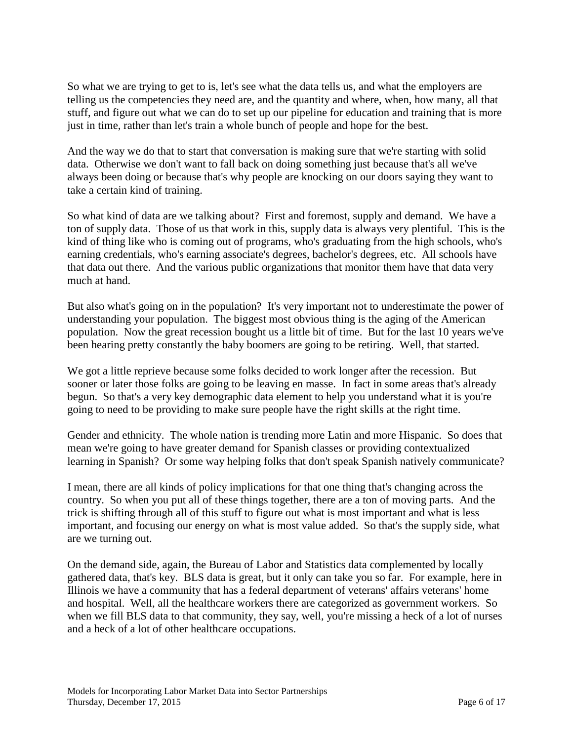So what we are trying to get to is, let's see what the data tells us, and what the employers are telling us the competencies they need are, and the quantity and where, when, how many, all that stuff, and figure out what we can do to set up our pipeline for education and training that is more just in time, rather than let's train a whole bunch of people and hope for the best.

And the way we do that to start that conversation is making sure that we're starting with solid data. Otherwise we don't want to fall back on doing something just because that's all we've always been doing or because that's why people are knocking on our doors saying they want to take a certain kind of training.

So what kind of data are we talking about? First and foremost, supply and demand. We have a ton of supply data. Those of us that work in this, supply data is always very plentiful. This is the kind of thing like who is coming out of programs, who's graduating from the high schools, who's earning credentials, who's earning associate's degrees, bachelor's degrees, etc. All schools have that data out there. And the various public organizations that monitor them have that data very much at hand.

But also what's going on in the population? It's very important not to underestimate the power of understanding your population. The biggest most obvious thing is the aging of the American population. Now the great recession bought us a little bit of time. But for the last 10 years we've been hearing pretty constantly the baby boomers are going to be retiring. Well, that started.

We got a little reprieve because some folks decided to work longer after the recession. But sooner or later those folks are going to be leaving en masse. In fact in some areas that's already begun. So that's a very key demographic data element to help you understand what it is you're going to need to be providing to make sure people have the right skills at the right time.

Gender and ethnicity. The whole nation is trending more Latin and more Hispanic. So does that mean we're going to have greater demand for Spanish classes or providing contextualized learning in Spanish? Or some way helping folks that don't speak Spanish natively communicate?

I mean, there are all kinds of policy implications for that one thing that's changing across the country. So when you put all of these things together, there are a ton of moving parts. And the trick is shifting through all of this stuff to figure out what is most important and what is less important, and focusing our energy on what is most value added. So that's the supply side, what are we turning out.

On the demand side, again, the Bureau of Labor and Statistics data complemented by locally gathered data, that's key. BLS data is great, but it only can take you so far. For example, here in Illinois we have a community that has a federal department of veterans' affairs veterans' home and hospital. Well, all the healthcare workers there are categorized as government workers. So when we fill BLS data to that community, they say, well, you're missing a heck of a lot of nurses and a heck of a lot of other healthcare occupations.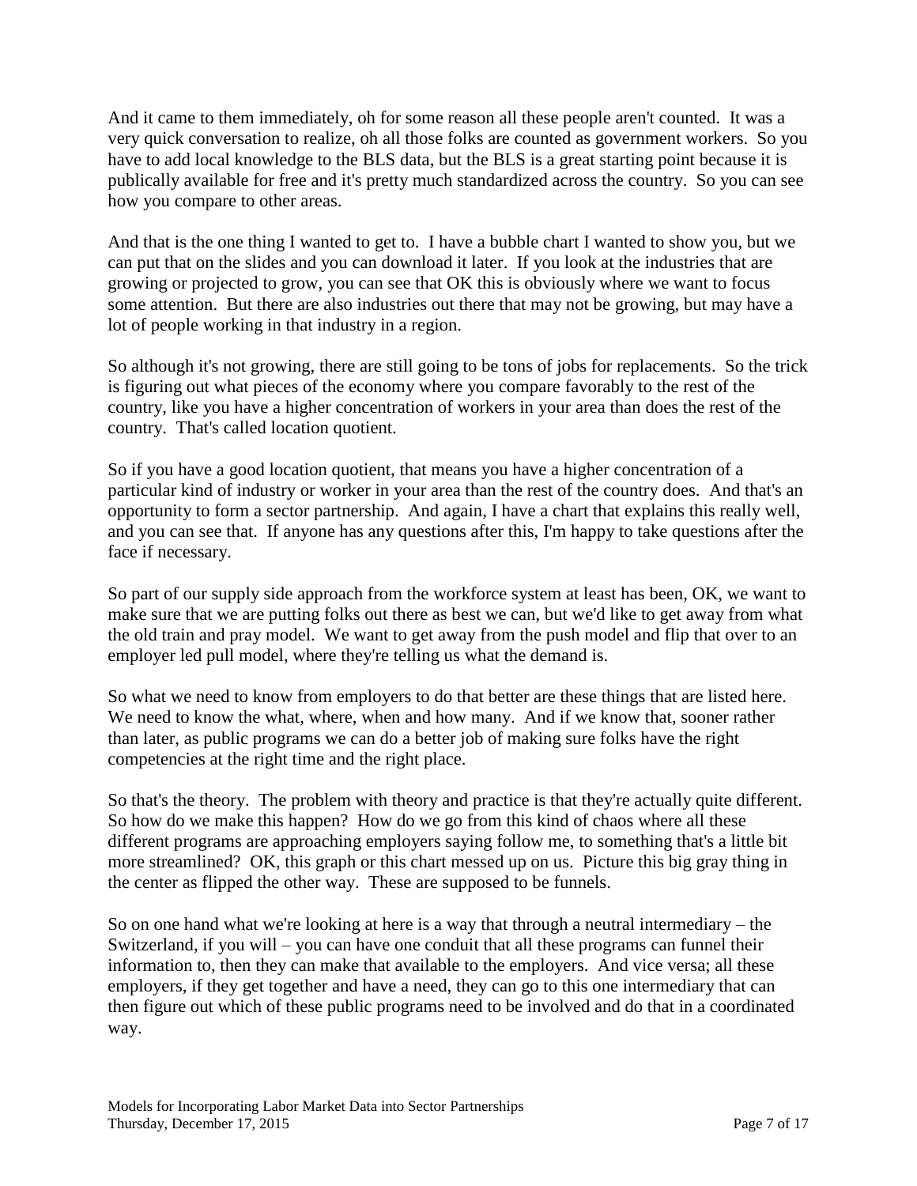And it came to them immediately, oh for some reason all these people aren't counted. It was a very quick conversation to realize, oh all those folks are counted as government workers. So you have to add local knowledge to the BLS data, but the BLS is a great starting point because it is publically available for free and it's pretty much standardized across the country. So you can see how you compare to other areas.

And that is the one thing I wanted to get to. I have a bubble chart I wanted to show you, but we can put that on the slides and you can download it later. If you look at the industries that are growing or projected to grow, you can see that OK this is obviously where we want to focus some attention. But there are also industries out there that may not be growing, but may have a lot of people working in that industry in a region.

So although it's not growing, there are still going to be tons of jobs for replacements. So the trick is figuring out what pieces of the economy where you compare favorably to the rest of the country, like you have a higher concentration of workers in your area than does the rest of the country. That's called location quotient.

So if you have a good location quotient, that means you have a higher concentration of a particular kind of industry or worker in your area than the rest of the country does. And that's an opportunity to form a sector partnership. And again, I have a chart that explains this really well, and you can see that. If anyone has any questions after this, I'm happy to take questions after the face if necessary.

So part of our supply side approach from the workforce system at least has been, OK, we want to make sure that we are putting folks out there as best we can, but we'd like to get away from what the old train and pray model. We want to get away from the push model and flip that over to an employer led pull model, where they're telling us what the demand is.

So what we need to know from employers to do that better are these things that are listed here. We need to know the what, where, when and how many. And if we know that, sooner rather than later, as public programs we can do a better job of making sure folks have the right competencies at the right time and the right place.

So that's the theory. The problem with theory and practice is that they're actually quite different. So how do we make this happen? How do we go from this kind of chaos where all these different programs are approaching employers saying follow me, to something that's a little bit more streamlined? OK, this graph or this chart messed up on us. Picture this big gray thing in the center as flipped the other way. These are supposed to be funnels.

So on one hand what we're looking at here is a way that through a neutral intermediary – the Switzerland, if you will – you can have one conduit that all these programs can funnel their information to, then they can make that available to the employers. And vice versa; all these employers, if they get together and have a need, they can go to this one intermediary that can then figure out which of these public programs need to be involved and do that in a coordinated way.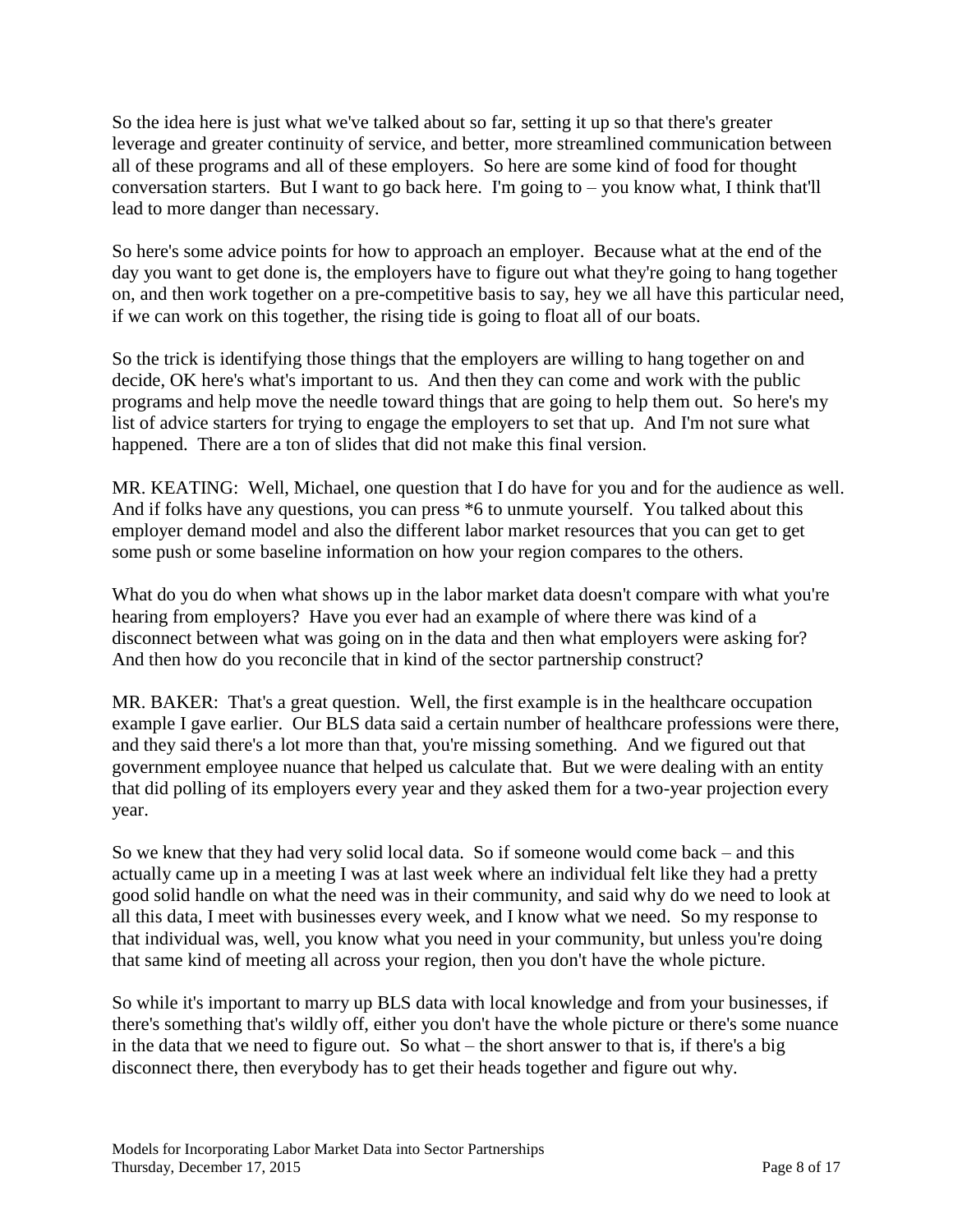So the idea here is just what we've talked about so far, setting it up so that there's greater leverage and greater continuity of service, and better, more streamlined communication between all of these programs and all of these employers. So here are some kind of food for thought conversation starters. But I want to go back here. I'm going to – you know what, I think that'll lead to more danger than necessary.

So here's some advice points for how to approach an employer. Because what at the end of the day you want to get done is, the employers have to figure out what they're going to hang together on, and then work together on a pre-competitive basis to say, hey we all have this particular need, if we can work on this together, the rising tide is going to float all of our boats.

So the trick is identifying those things that the employers are willing to hang together on and decide, OK here's what's important to us. And then they can come and work with the public programs and help move the needle toward things that are going to help them out. So here's my list of advice starters for trying to engage the employers to set that up. And I'm not sure what happened. There are a ton of slides that did not make this final version.

MR. KEATING: Well, Michael, one question that I do have for you and for the audience as well. And if folks have any questions, you can press *6 to unmute yourself. You talked about this employer demand model and also the different labor market resources that you can get to get some push or some baseline information on how your region compares to the others.

What do you do when what shows up in the labor market data doesn't compare with what you're hearing from employers? Have you ever had an example of where there was kind of a disconnect between what was going on in the data and then what employers were asking for? And then how do you reconcile that in kind of the sector partnership construct?

MR. BAKER: That's a great question. Well, the first example is in the healthcare occupation example I gave earlier. Our BLS data said a certain number of healthcare professions were there, and they said there's a lot more than that, you're missing something. And we figured out that government employee nuance that helped us calculate that. But we were dealing with an entity that did polling of its employers every year and they asked them for a two-year projection every year.

So we knew that they had very solid local data. So if someone would come back – and this actually came up in a meeting I was at last week where an individual felt like they had a pretty good solid handle on what the need was in their community, and said why do we need to look at all this data, I meet with businesses every week, and I know what we need. So my response to that individual was, well, you know what you need in your community, but unless you're doing that same kind of meeting all across your region, then you don't have the whole picture.

So while it's important to marry up BLS data with local knowledge and from your businesses, if there's something that's wildly off, either you don't have the whole picture or there's some nuance in the data that we need to figure out. So what – the short answer to that is, if there's a big disconnect there, then everybody has to get their heads together and figure out why.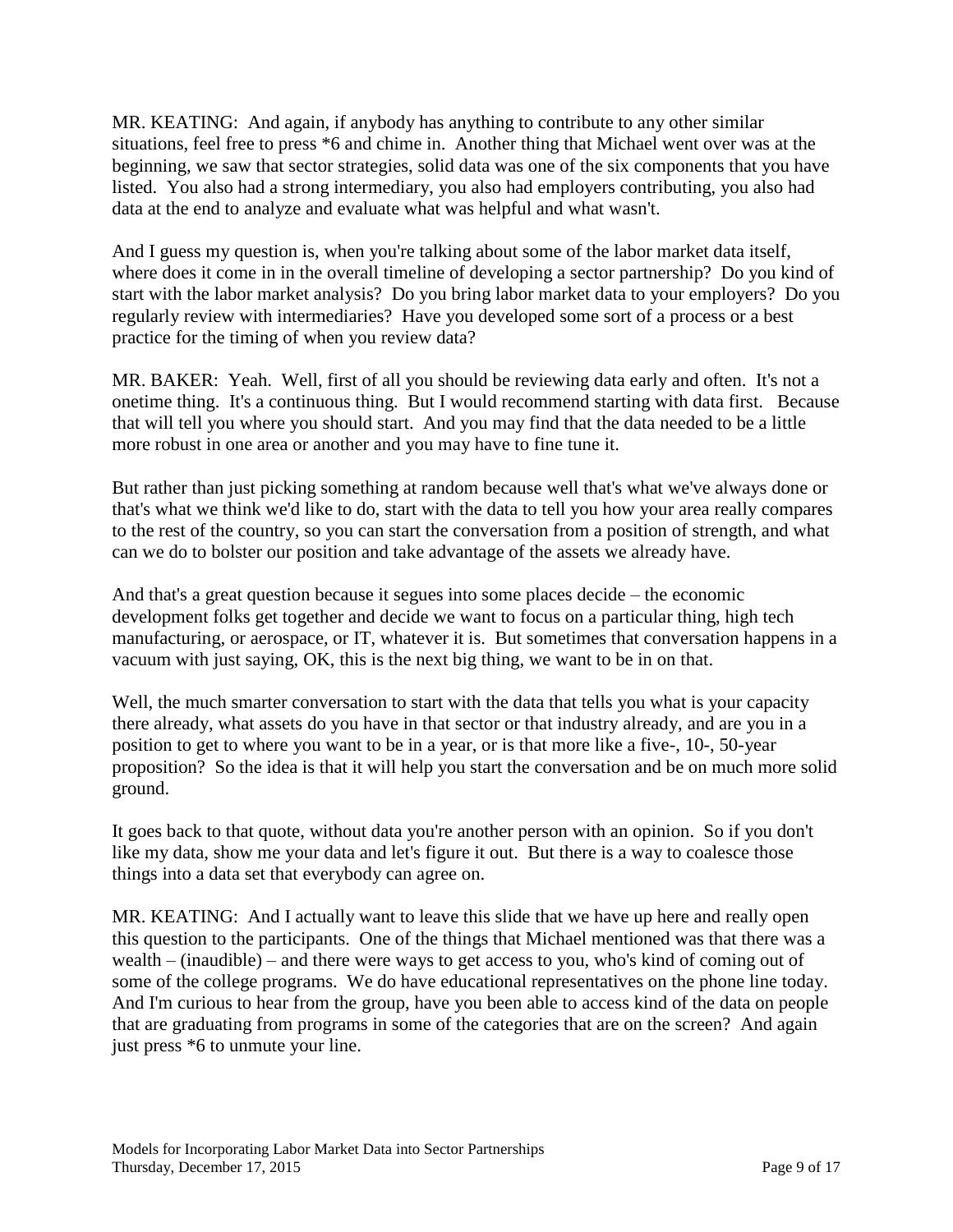MR. KEATING: And again, if anybody has anything to contribute to any other similar situations, feel free to press *6 and chime in. Another thing that Michael went over was at the beginning, we saw that sector strategies, solid data was one of the six components that you have listed. You also had a strong intermediary, you also had employers contributing, you also had data at the end to analyze and evaluate what was helpful and what wasn't.

And I guess my question is, when you're talking about some of the labor market data itself, where does it come in in the overall timeline of developing a sector partnership? Do you kind of start with the labor market analysis? Do you bring labor market data to your employers? Do you regularly review with intermediaries? Have you developed some sort of a process or a best practice for the timing of when you review data?

MR. BAKER: Yeah. Well, first of all you should be reviewing data early and often. It's not a onetime thing. It's a continuous thing. But I would recommend starting with data first. Because that will tell you where you should start. And you may find that the data needed to be a little more robust in one area or another and you may have to fine tune it.

But rather than just picking something at random because well that's what we've always done or that's what we think we'd like to do, start with the data to tell you how your area really compares to the rest of the country, so you can start the conversation from a position of strength, and what can we do to bolster our position and take advantage of the assets we already have.

And that's a great question because it segues into some places decide – the economic development folks get together and decide we want to focus on a particular thing, high tech manufacturing, or aerospace, or IT, whatever it is. But sometimes that conversation happens in a vacuum with just saying, OK, this is the next big thing, we want to be in on that.

Well, the much smarter conversation to start with the data that tells you what is your capacity there already, what assets do you have in that sector or that industry already, and are you in a position to get to where you want to be in a year, or is that more like a five-, 10-, 50-year proposition? So the idea is that it will help you start the conversation and be on much more solid ground.

It goes back to that quote, without data you're another person with an opinion. So if you don't like my data, show me your data and let's figure it out. But there is a way to coalesce those things into a data set that everybody can agree on.

MR. KEATING: And I actually want to leave this slide that we have up here and really open this question to the participants. One of the things that Michael mentioned was that there was a wealth – (inaudible) – and there were ways to get access to you, who's kind of coming out of some of the college programs. We do have educational representatives on the phone line today. And I'm curious to hear from the group, have you been able to access kind of the data on people that are graduating from programs in some of the categories that are on the screen? And again just press *6 to unmute your line.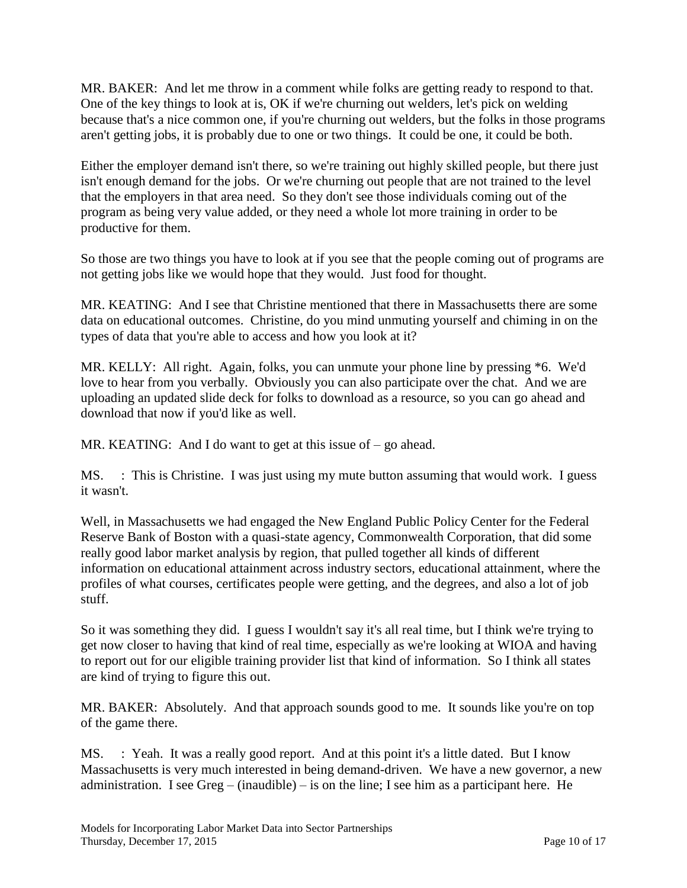MR. BAKER: And let me throw in a comment while folks are getting ready to respond to that. One of the key things to look at is, OK if we're churning out welders, let's pick on welding because that's a nice common one, if you're churning out welders, but the folks in those programs aren't getting jobs, it is probably due to one or two things. It could be one, it could be both.

Either the employer demand isn't there, so we're training out highly skilled people, but there just isn't enough demand for the jobs. Or we're churning out people that are not trained to the level that the employers in that area need. So they don't see those individuals coming out of the program as being very value added, or they need a whole lot more training in order to be productive for them.

So those are two things you have to look at if you see that the people coming out of programs are not getting jobs like we would hope that they would. Just food for thought.

MR. KEATING: And I see that Christine mentioned that there in Massachusetts there are some data on educational outcomes. Christine, do you mind unmuting yourself and chiming in on the types of data that you're able to access and how you look at it?

MR. KELLY: All right. Again, folks, you can unmute your phone line by pressing *6. We'd love to hear from you verbally. Obviously you can also participate over the chat. And we are uploading an updated slide deck for folks to download as a resource, so you can go ahead and download that now if you'd like as well.

MR. KEATING: And I do want to get at this issue of – go ahead.

MS. : This is Christine. I was just using my mute button assuming that would work. I guess it wasn't.

Well, in Massachusetts we had engaged the New England Public Policy Center for the Federal Reserve Bank of Boston with a quasi-state agency, Commonwealth Corporation, that did some really good labor market analysis by region, that pulled together all kinds of different information on educational attainment across industry sectors, educational attainment, where the profiles of what courses, certificates people were getting, and the degrees, and also a lot of job stuff.

So it was something they did. I guess I wouldn't say it's all real time, but I think we're trying to get now closer to having that kind of real time, especially as we're looking at WIOA and having to report out for our eligible training provider list that kind of information. So I think all states are kind of trying to figure this out.

MR. BAKER: Absolutely. And that approach sounds good to me. It sounds like you're on top of the game there.

MS. : Yeah. It was a really good report. And at this point it's a little dated. But I know Massachusetts is very much interested in being demand-driven. We have a new governor, a new administration. I see Greg – (inaudible) – is on the line; I see him as a participant here. He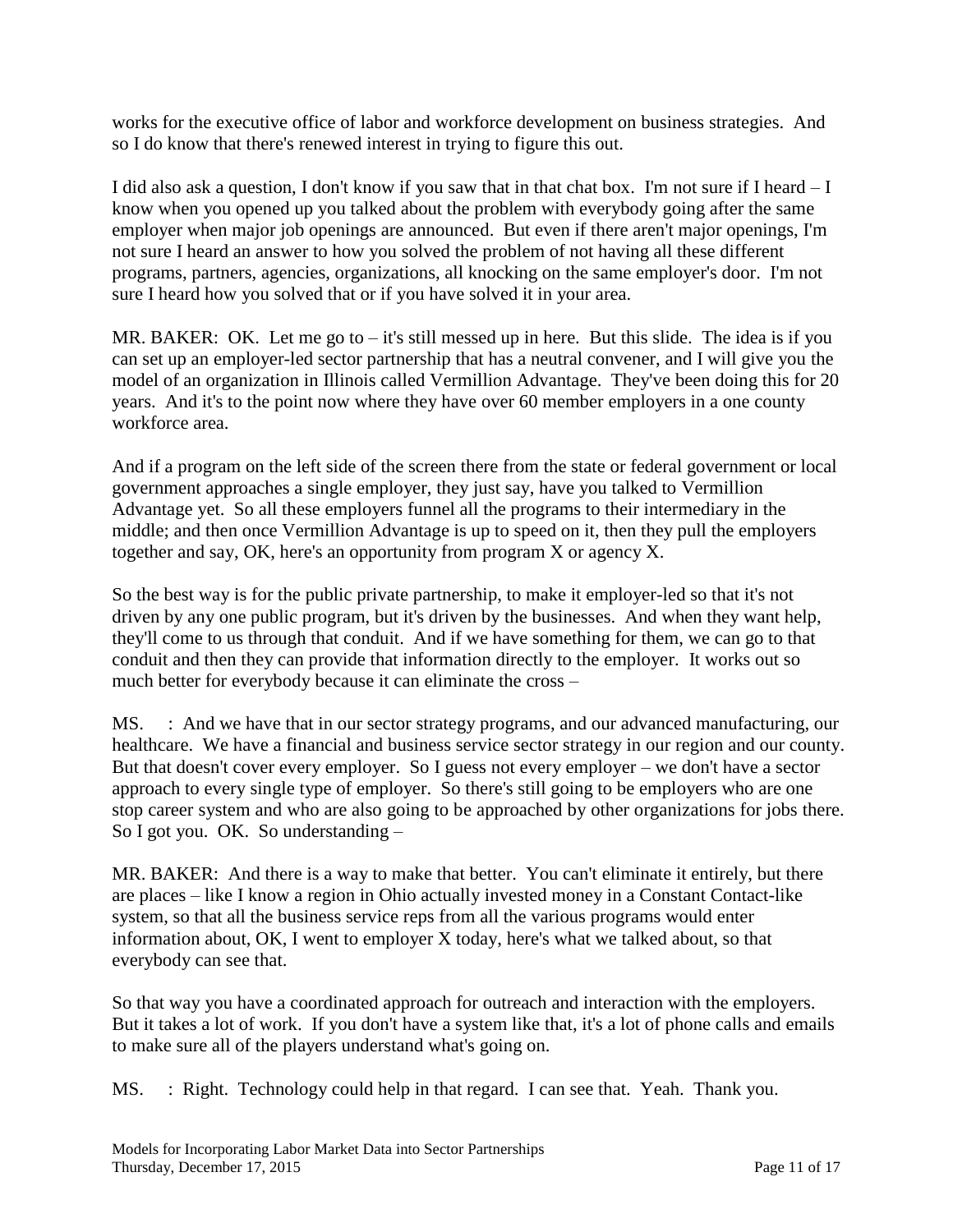works for the executive office of labor and workforce development on business strategies. And so I do know that there's renewed interest in trying to figure this out.

I did also ask a question, I don't know if you saw that in that chat box. I'm not sure if I heard – I know when you opened up you talked about the problem with everybody going after the same employer when major job openings are announced. But even if there aren't major openings, I'm not sure I heard an answer to how you solved the problem of not having all these different programs, partners, agencies, organizations, all knocking on the same employer's door. I'm not sure I heard how you solved that or if you have solved it in your area.

MR. BAKER: OK. Let me go to – it's still messed up in here. But this slide. The idea is if you can set up an employer-led sector partnership that has a neutral convener, and I will give you the model of an organization in Illinois called Vermillion Advantage. They've been doing this for 20 years. And it's to the point now where they have over 60 member employers in a one county workforce area.

And if a program on the left side of the screen there from the state or federal government or local government approaches a single employer, they just say, have you talked to Vermillion Advantage yet. So all these employers funnel all the programs to their intermediary in the middle; and then once Vermillion Advantage is up to speed on it, then they pull the employers together and say, OK, here's an opportunity from program X or agency X.

So the best way is for the public private partnership, to make it employer-led so that it's not driven by any one public program, but it's driven by the businesses. And when they want help, they'll come to us through that conduit. And if we have something for them, we can go to that conduit and then they can provide that information directly to the employer. It works out so much better for everybody because it can eliminate the cross –

MS. : And we have that in our sector strategy programs, and our advanced manufacturing, our healthcare. We have a financial and business service sector strategy in our region and our county. But that doesn't cover every employer. So I guess not every employer – we don't have a sector approach to every single type of employer. So there's still going to be employers who are one stop career system and who are also going to be approached by other organizations for jobs there. So I got you. OK. So understanding –

MR. BAKER: And there is a way to make that better. You can't eliminate it entirely, but there are places – like I know a region in Ohio actually invested money in a Constant Contact-like system, so that all the business service reps from all the various programs would enter information about, OK, I went to employer X today, here's what we talked about, so that everybody can see that.

So that way you have a coordinated approach for outreach and interaction with the employers. But it takes a lot of work. If you don't have a system like that, it's a lot of phone calls and emails to make sure all of the players understand what's going on.

MS. : Right. Technology could help in that regard. I can see that. Yeah. Thank you.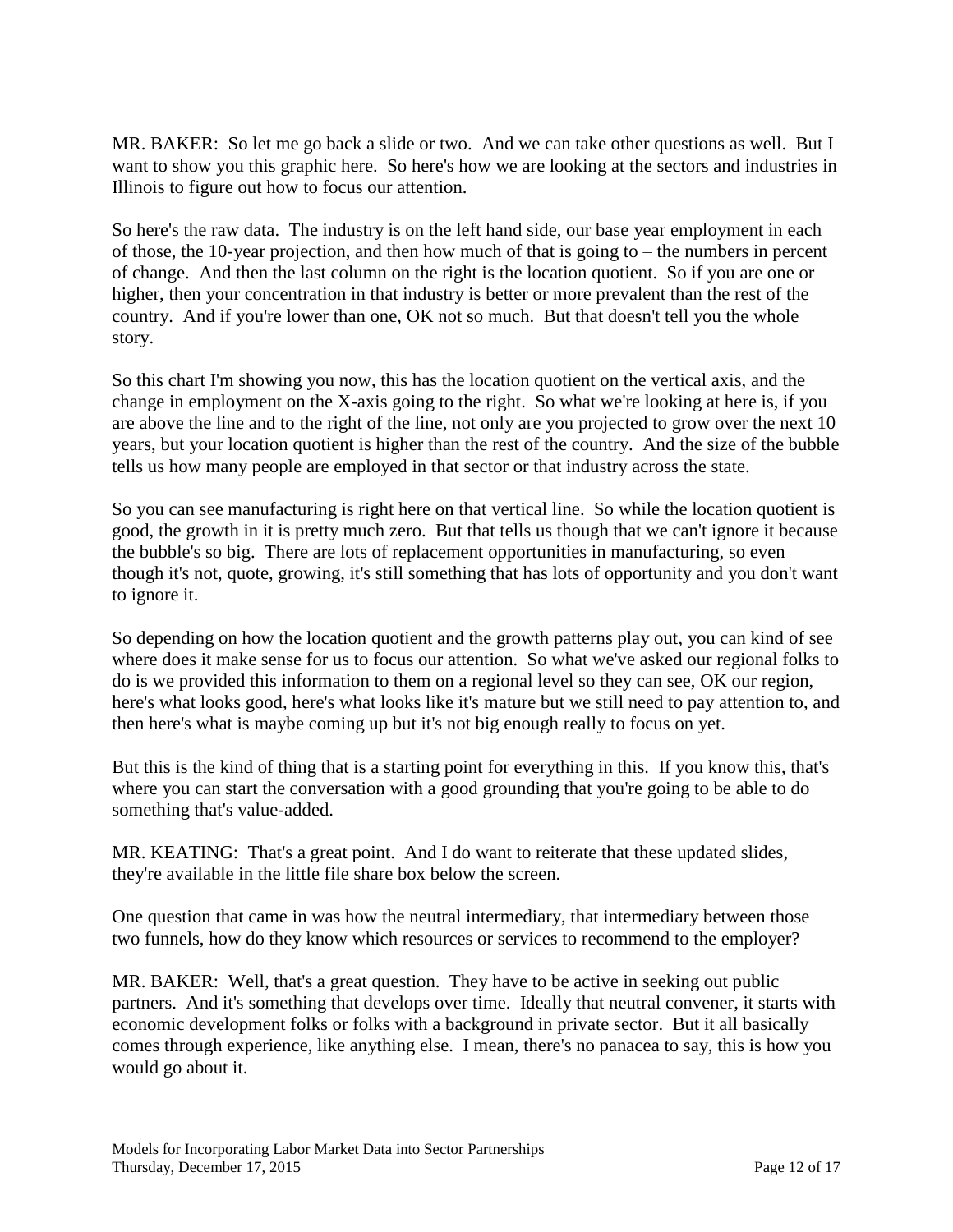MR. BAKER: So let me go back a slide or two. And we can take other questions as well. But I want to show you this graphic here. So here's how we are looking at the sectors and industries in Illinois to figure out how to focus our attention.

So here's the raw data. The industry is on the left hand side, our base year employment in each of those, the 10-year projection, and then how much of that is going to – the numbers in percent of change. And then the last column on the right is the location quotient. So if you are one or higher, then your concentration in that industry is better or more prevalent than the rest of the country. And if you're lower than one, OK not so much. But that doesn't tell you the whole story.

So this chart I'm showing you now, this has the location quotient on the vertical axis, and the change in employment on the X-axis going to the right. So what we're looking at here is, if you are above the line and to the right of the line, not only are you projected to grow over the next 10 years, but your location quotient is higher than the rest of the country. And the size of the bubble tells us how many people are employed in that sector or that industry across the state.

So you can see manufacturing is right here on that vertical line. So while the location quotient is good, the growth in it is pretty much zero. But that tells us though that we can't ignore it because the bubble's so big. There are lots of replacement opportunities in manufacturing, so even though it's not, quote, growing, it's still something that has lots of opportunity and you don't want to ignore it.

So depending on how the location quotient and the growth patterns play out, you can kind of see where does it make sense for us to focus our attention. So what we've asked our regional folks to do is we provided this information to them on a regional level so they can see, OK our region, here's what looks good, here's what looks like it's mature but we still need to pay attention to, and then here's what is maybe coming up but it's not big enough really to focus on yet.

But this is the kind of thing that is a starting point for everything in this. If you know this, that's where you can start the conversation with a good grounding that you're going to be able to do something that's value-added.

MR. KEATING: That's a great point. And I do want to reiterate that these updated slides, they're available in the little file share box below the screen.

One question that came in was how the neutral intermediary, that intermediary between those two funnels, how do they know which resources or services to recommend to the employer?

MR. BAKER: Well, that's a great question. They have to be active in seeking out public partners. And it's something that develops over time. Ideally that neutral convener, it starts with economic development folks or folks with a background in private sector. But it all basically comes through experience, like anything else. I mean, there's no panacea to say, this is how you would go about it.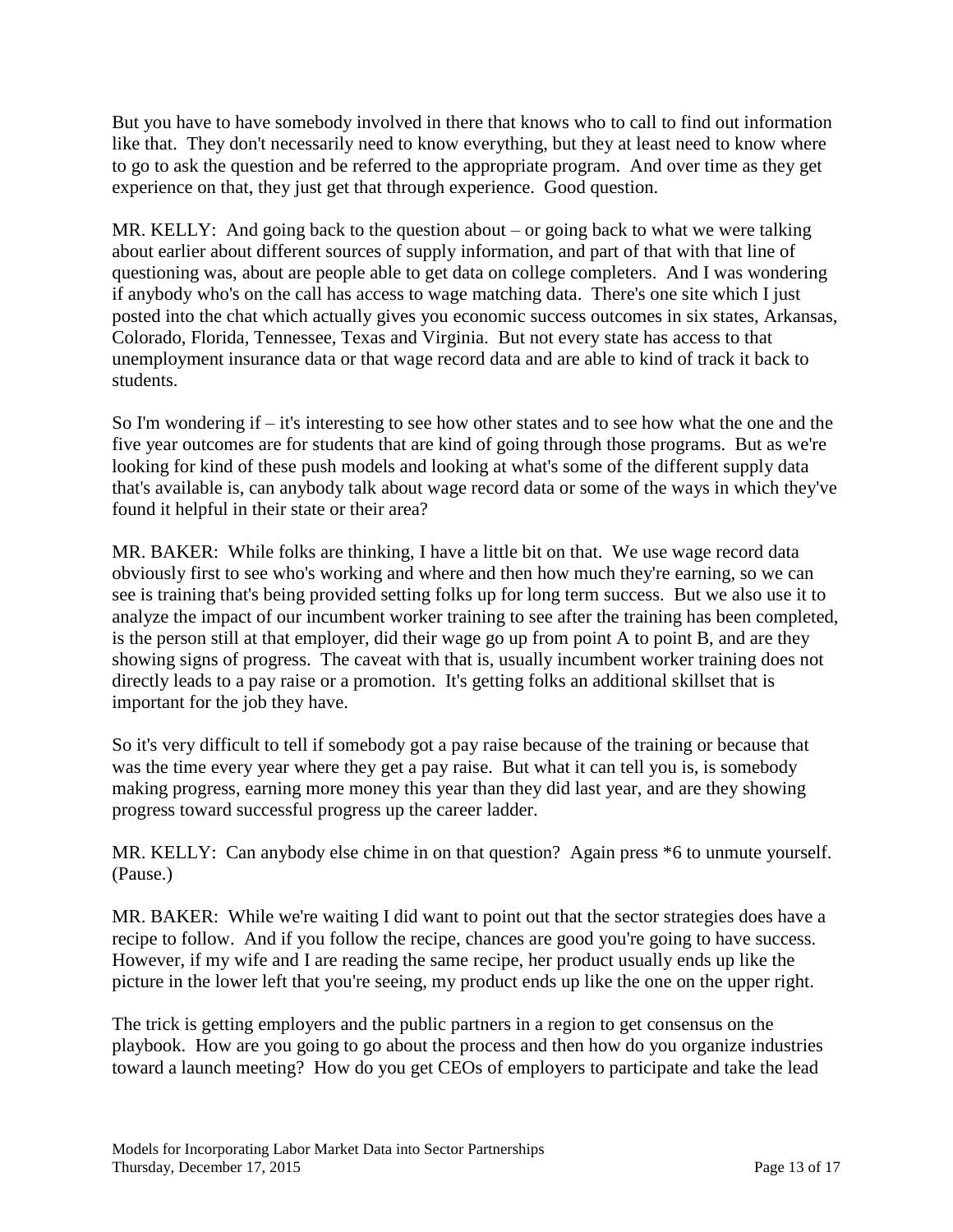But you have to have somebody involved in there that knows who to call to find out information like that. They don't necessarily need to know everything, but they at least need to know where to go to ask the question and be referred to the appropriate program. And over time as they get experience on that, they just get that through experience. Good question.

MR. KELLY: And going back to the question about – or going back to what we were talking about earlier about different sources of supply information, and part of that with that line of questioning was, about are people able to get data on college completers. And I was wondering if anybody who's on the call has access to wage matching data. There's one site which I just posted into the chat which actually gives you economic success outcomes in six states, Arkansas, Colorado, Florida, Tennessee, Texas and Virginia. But not every state has access to that unemployment insurance data or that wage record data and are able to kind of track it back to students.

So I'm wondering if – it's interesting to see how other states and to see how what the one and the five year outcomes are for students that are kind of going through those programs. But as we're looking for kind of these push models and looking at what's some of the different supply data that's available is, can anybody talk about wage record data or some of the ways in which they've found it helpful in their state or their area?

MR. BAKER: While folks are thinking, I have a little bit on that. We use wage record data obviously first to see who's working and where and then how much they're earning, so we can see is training that's being provided setting folks up for long term success. But we also use it to analyze the impact of our incumbent worker training to see after the training has been completed, is the person still at that employer, did their wage go up from point A to point B, and are they showing signs of progress. The caveat with that is, usually incumbent worker training does not directly leads to a pay raise or a promotion. It's getting folks an additional skillset that is important for the job they have.

So it's very difficult to tell if somebody got a pay raise because of the training or because that was the time every year where they get a pay raise. But what it can tell you is, is somebody making progress, earning more money this year than they did last year, and are they showing progress toward successful progress up the career ladder.

MR. KELLY: Can anybody else chime in on that question? Again press *6 to unmute yourself. (Pause.)

MR. BAKER: While we're waiting I did want to point out that the sector strategies does have a recipe to follow. And if you follow the recipe, chances are good you're going to have success. However, if my wife and I are reading the same recipe, her product usually ends up like the picture in the lower left that you're seeing, my product ends up like the one on the upper right.

The trick is getting employers and the public partners in a region to get consensus on the playbook. How are you going to go about the process and then how do you organize industries toward a launch meeting? How do you get CEOs of employers to participate and take the lead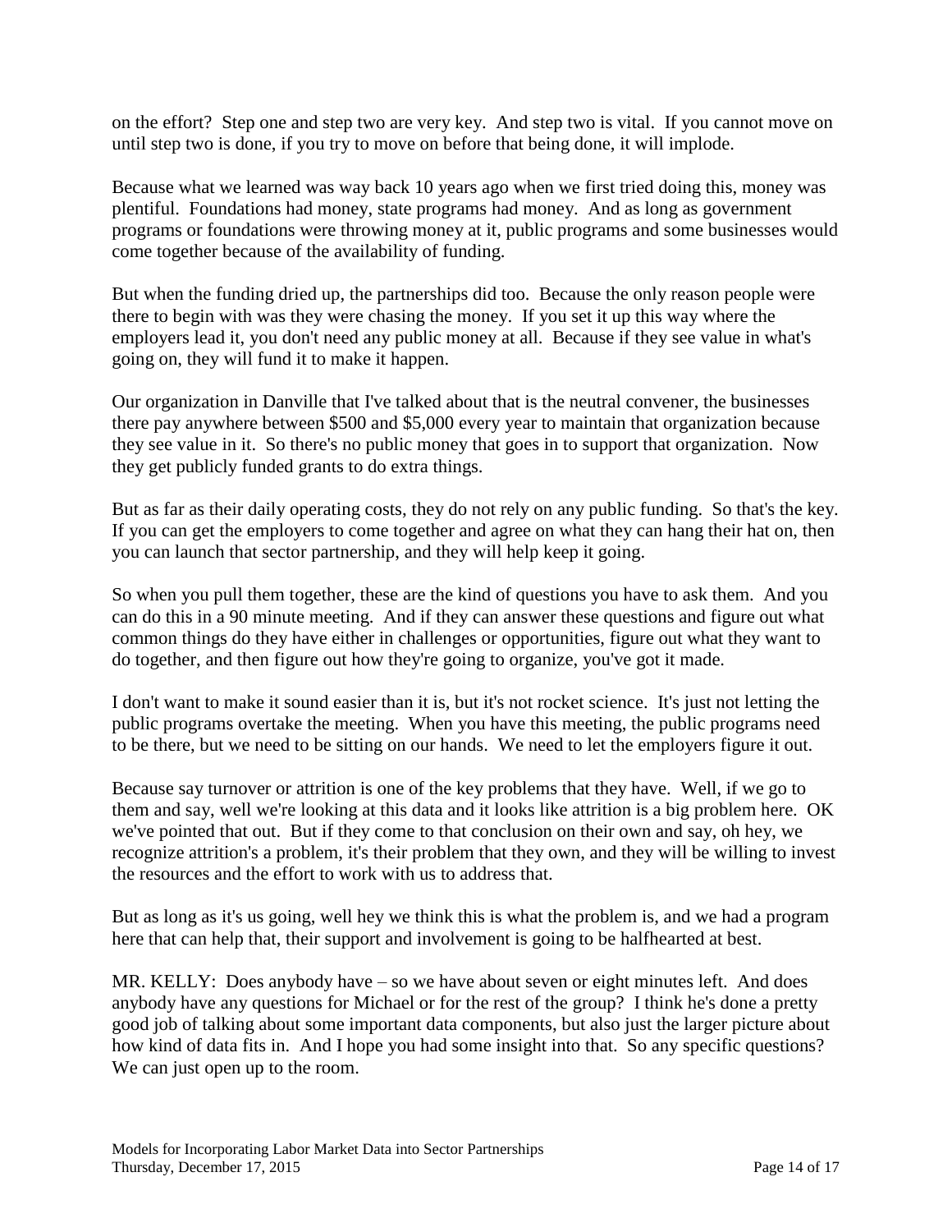on the effort? Step one and step two are very key. And step two is vital. If you cannot move on until step two is done, if you try to move on before that being done, it will implode.

Because what we learned was way back 10 years ago when we first tried doing this, money was plentiful. Foundations had money, state programs had money. And as long as government programs or foundations were throwing money at it, public programs and some businesses would come together because of the availability of funding.

But when the funding dried up, the partnerships did too. Because the only reason people were there to begin with was they were chasing the money. If you set it up this way where the employers lead it, you don't need any public money at all. Because if they see value in what's going on, they will fund it to make it happen.

Our organization in Danville that I've talked about that is the neutral convener, the businesses there pay anywhere between $500 and $5,000 every year to maintain that organization because they see value in it. So there's no public money that goes in to support that organization. Now they get publicly funded grants to do extra things.

But as far as their daily operating costs, they do not rely on any public funding. So that's the key. If you can get the employers to come together and agree on what they can hang their hat on, then you can launch that sector partnership, and they will help keep it going.

So when you pull them together, these are the kind of questions you have to ask them. And you can do this in a 90 minute meeting. And if they can answer these questions and figure out what common things do they have either in challenges or opportunities, figure out what they want to do together, and then figure out how they're going to organize, you've got it made.

I don't want to make it sound easier than it is, but it's not rocket science. It's just not letting the public programs overtake the meeting. When you have this meeting, the public programs need to be there, but we need to be sitting on our hands. We need to let the employers figure it out.

Because say turnover or attrition is one of the key problems that they have. Well, if we go to them and say, well we're looking at this data and it looks like attrition is a big problem here. OK we've pointed that out. But if they come to that conclusion on their own and say, oh hey, we recognize attrition's a problem, it's their problem that they own, and they will be willing to invest the resources and the effort to work with us to address that.

But as long as it's us going, well hey we think this is what the problem is, and we had a program here that can help that, their support and involvement is going to be halfhearted at best.

MR. KELLY: Does anybody have – so we have about seven or eight minutes left. And does anybody have any questions for Michael or for the rest of the group? I think he's done a pretty good job of talking about some important data components, but also just the larger picture about how kind of data fits in. And I hope you had some insight into that. So any specific questions? We can just open up to the room.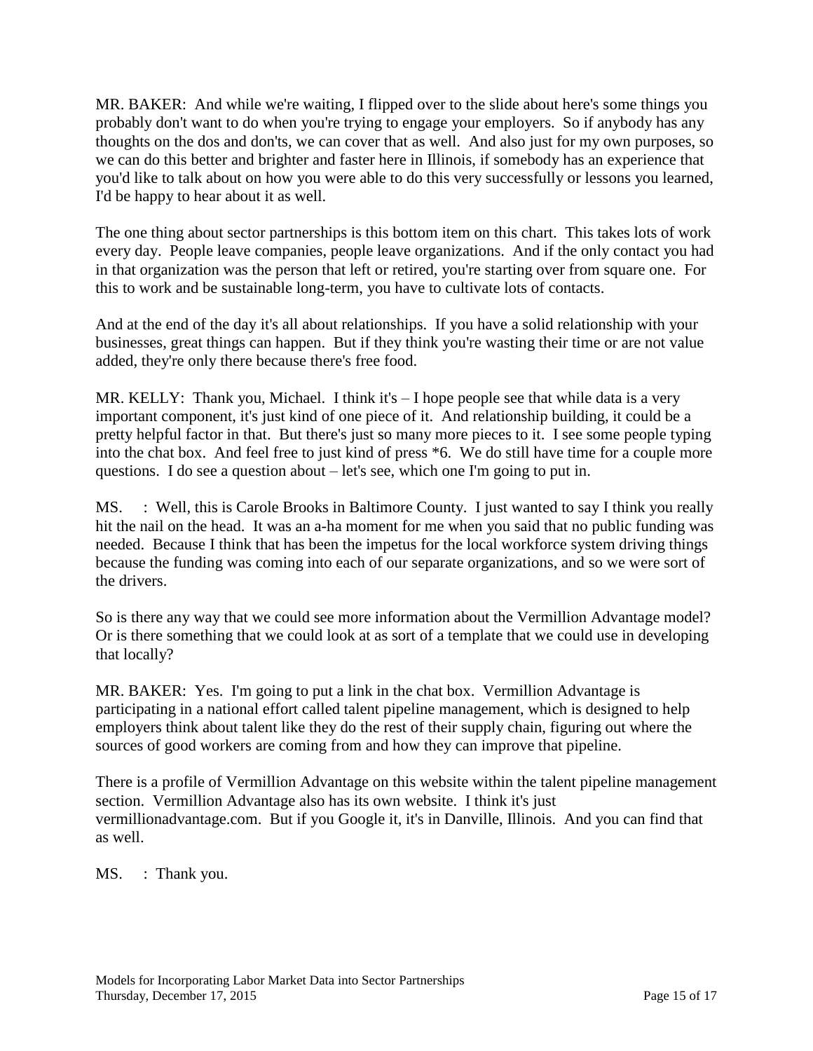MR. BAKER: And while we're waiting, I flipped over to the slide about here's some things you probably don't want to do when you're trying to engage your employers. So if anybody has any thoughts on the dos and don'ts, we can cover that as well. And also just for my own purposes, so we can do this better and brighter and faster here in Illinois, if somebody has an experience that you'd like to talk about on how you were able to do this very successfully or lessons you learned, I'd be happy to hear about it as well.

The one thing about sector partnerships is this bottom item on this chart. This takes lots of work every day. People leave companies, people leave organizations. And if the only contact you had in that organization was the person that left or retired, you're starting over from square one. For this to work and be sustainable long-term, you have to cultivate lots of contacts.

And at the end of the day it's all about relationships. If you have a solid relationship with your businesses, great things can happen. But if they think you're wasting their time or are not value added, they're only there because there's free food.

MR. KELLY: Thank you, Michael. I think it's – I hope people see that while data is a very important component, it's just kind of one piece of it. And relationship building, it could be a pretty helpful factor in that. But there's just so many more pieces to it. I see some people typing into the chat box. And feel free to just kind of press *6. We do still have time for a couple more questions. I do see a question about – let's see, which one I'm going to put in.

MS. : Well, this is Carole Brooks in Baltimore County. I just wanted to say I think you really hit the nail on the head. It was an a-ha moment for me when you said that no public funding was needed. Because I think that has been the impetus for the local workforce system driving things because the funding was coming into each of our separate organizations, and so we were sort of the drivers.

So is there any way that we could see more information about the Vermillion Advantage model? Or is there something that we could look at as sort of a template that we could use in developing that locally?

MR. BAKER: Yes. I'm going to put a link in the chat box. Vermillion Advantage is participating in a national effort called talent pipeline management, which is designed to help employers think about talent like they do the rest of their supply chain, figuring out where the sources of good workers are coming from and how they can improve that pipeline.

There is a profile of Vermillion Advantage on this website within the talent pipeline management section. Vermillion Advantage also has its own website. I think it's just vermillionadvantage.com. But if you Google it, it's in Danville, Illinois. And you can find that as well.

MS. : Thank you.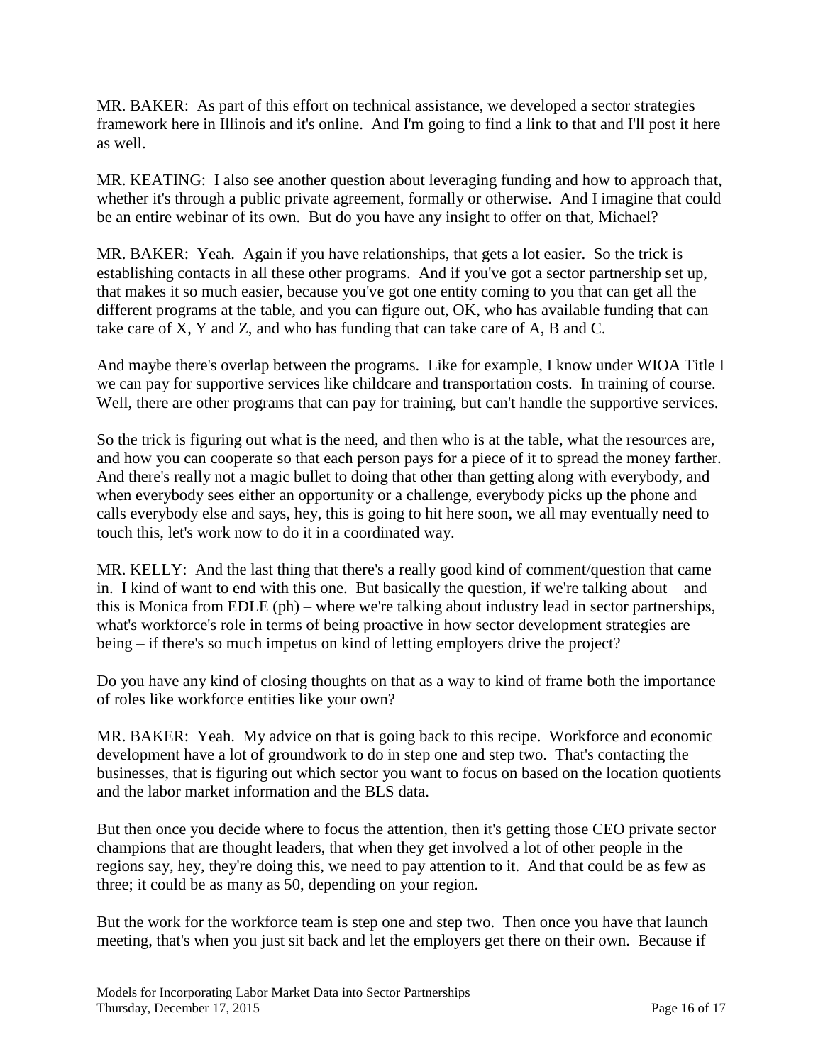MR. BAKER: As part of this effort on technical assistance, we developed a sector strategies framework here in Illinois and it's online. And I'm going to find a link to that and I'll post it here as well.

MR. KEATING: I also see another question about leveraging funding and how to approach that, whether it's through a public private agreement, formally or otherwise. And I imagine that could be an entire webinar of its own. But do you have any insight to offer on that, Michael?

MR. BAKER: Yeah. Again if you have relationships, that gets a lot easier. So the trick is establishing contacts in all these other programs. And if you've got a sector partnership set up, that makes it so much easier, because you've got one entity coming to you that can get all the different programs at the table, and you can figure out, OK, who has available funding that can take care of X, Y and Z, and who has funding that can take care of A, B and C.

And maybe there's overlap between the programs. Like for example, I know under WIOA Title I we can pay for supportive services like childcare and transportation costs. In training of course. Well, there are other programs that can pay for training, but can't handle the supportive services.

So the trick is figuring out what is the need, and then who is at the table, what the resources are, and how you can cooperate so that each person pays for a piece of it to spread the money farther. And there's really not a magic bullet to doing that other than getting along with everybody, and when everybody sees either an opportunity or a challenge, everybody picks up the phone and calls everybody else and says, hey, this is going to hit here soon, we all may eventually need to touch this, let's work now to do it in a coordinated way.

MR. KELLY: And the last thing that there's a really good kind of comment/question that came in. I kind of want to end with this one. But basically the question, if we're talking about – and this is Monica from EDLE (ph) – where we're talking about industry lead in sector partnerships, what's workforce's role in terms of being proactive in how sector development strategies are being – if there's so much impetus on kind of letting employers drive the project?

Do you have any kind of closing thoughts on that as a way to kind of frame both the importance of roles like workforce entities like your own?

MR. BAKER: Yeah. My advice on that is going back to this recipe. Workforce and economic development have a lot of groundwork to do in step one and step two. That's contacting the businesses, that is figuring out which sector you want to focus on based on the location quotients and the labor market information and the BLS data.

But then once you decide where to focus the attention, then it's getting those CEO private sector champions that are thought leaders, that when they get involved a lot of other people in the regions say, hey, they're doing this, we need to pay attention to it. And that could be as few as three; it could be as many as 50, depending on your region.

But the work for the workforce team is step one and step two. Then once you have that launch meeting, that's when you just sit back and let the employers get there on their own. Because if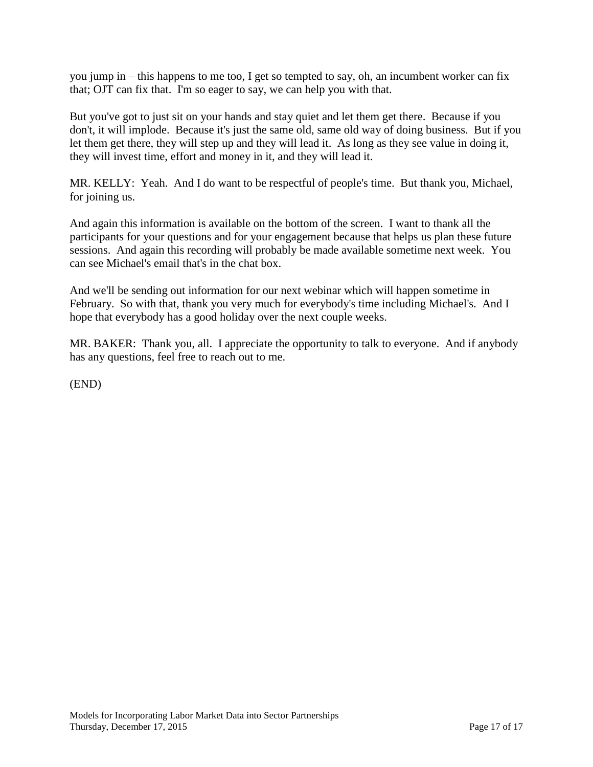you jump in – this happens to me too, I get so tempted to say, oh, an incumbent worker can fix that; OJT can fix that. I'm so eager to say, we can help you with that.

But you've got to just sit on your hands and stay quiet and let them get there. Because if you don't, it will implode. Because it's just the same old, same old way of doing business. But if you let them get there, they will step up and they will lead it. As long as they see value in doing it, they will invest time, effort and money in it, and they will lead it.

MR. KELLY: Yeah. And I do want to be respectful of people's time. But thank you, Michael, for joining us.

And again this information is available on the bottom of the screen. I want to thank all the participants for your questions and for your engagement because that helps us plan these future sessions. And again this recording will probably be made available sometime next week. You can see Michael's email that's in the chat box.

And we'll be sending out information for our next webinar which will happen sometime in February. So with that, thank you very much for everybody's time including Michael's. And I hope that everybody has a good holiday over the next couple weeks.

MR. BAKER: Thank you, all. I appreciate the opportunity to talk to everyone. And if anybody has any questions, feel free to reach out to me.

(END)